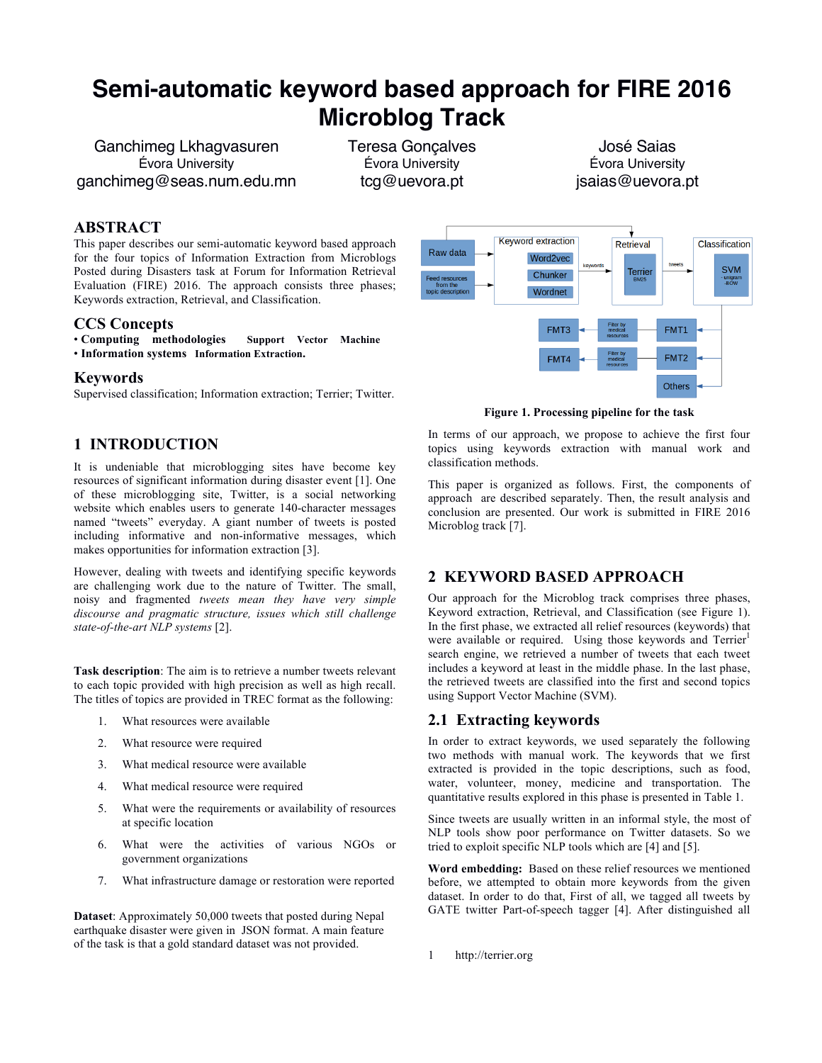# Semi-automatic keyword based approach for FIRE 2016 Microblog Track

Ganchimeg Lkhagvasuren
Évora University
ganchimeg@seas.num.edu.mn

Teresa Gonçalves
Évora University
tcg@uevora.pt

José Saias
Évora University
jsaias@uevora.pt

## ABSTRACT

This paper describes our semi-automatic keyword based approach for the four topics of Information Extraction from Microblogs Posted during Disasters task at Forum for Information Retrieval Evaluation (FIRE) 2016. The approach consists three phases; Keywords extraction, Retrieval, and Classification.

## CCS Concepts

- **Computing methodologies** **Support Vector Machine**
- **Information systems** **Information Extraction.**

## Keywords

Supervised classification; Information extraction; Terrier; Twitter.

**Figure 1. Processing pipeline for the task**

## 1 INTRODUCTION

It is undeniable that microblogging sites have become key resources of significant information during disaster event [1]. One of these microblogging site, Twitter, is a social networking website which enables users to generate 140-character messages named "tweets" everyday. A giant number of tweets is posted including informative and non-informative messages, which makes opportunities for information extraction [3].

However, dealing with tweets and identifying specific keywords are challenging work due to the nature of Twitter. The small, noisy and fragmented *tweets mean they have very simple discourse and pragmatic structure, issues which still challenge state-of-the-art NLP systems* [2].

**Task description**: The aim is to retrieve a number tweets relevant to each topic provided with high precision as well as high recall. The titles of topics are provided in TREC format as the following:

1. What resources were available
2. What resource were required
3. What medical resource were available
4. What medical resource were required
5. What were the requirements or availability of resources at specific location
6. What were the activities of various NGOs or government organizations
7. What infrastructure damage or restoration were reported

**Dataset**: Approximately 50,000 tweets that posted during Nepal earthquake disaster were given in JSON format. A main feature of the task is that a gold standard dataset was not provided.

In terms of our approach, we propose to achieve the first four topics using keywords extraction with manual work and classification methods.

This paper is organized as follows. First, the components of approach are described separately. Then, the result analysis and conclusion are presented. Our work is submitted in FIRE 2016 Microblog track [7].

## 2 KEYWORD BASED APPROACH

Our approach for the Microblog track comprises three phases, Keyword extraction, Retrieval, and Classification (see Figure 1). In the first phase, we extracted all relief resources (keywords) that were available or required. Using those keywords and Terrier[1] search engine, we retrieved a number of tweets that each tweet includes a keyword at least in the middle phase. In the last phase, the retrieved tweets are classified into the first and second topics using Support Vector Machine (SVM).

### 2.1 Extracting keywords

In order to extract keywords, we used separately the following two methods with manual work. The keywords that we first extracted is provided in the topic descriptions, such as food, water, volunteer, money, medicine and transportation. The quantitative results explored in this phase is presented in Table 1.

Since tweets are usually written in an informal style, the most of NLP tools show poor performance on Twitter datasets. So we tried to exploit specific NLP tools which are [4] and [5].

**Word embedding:** Based on these relief resources we mentioned before, we attempted to obtain more keywords from the given dataset. In order to do that, First of all, we tagged all tweets by GATE twitter Part-of-speech tagger [4]. After distinguished all

1 http://terrier.org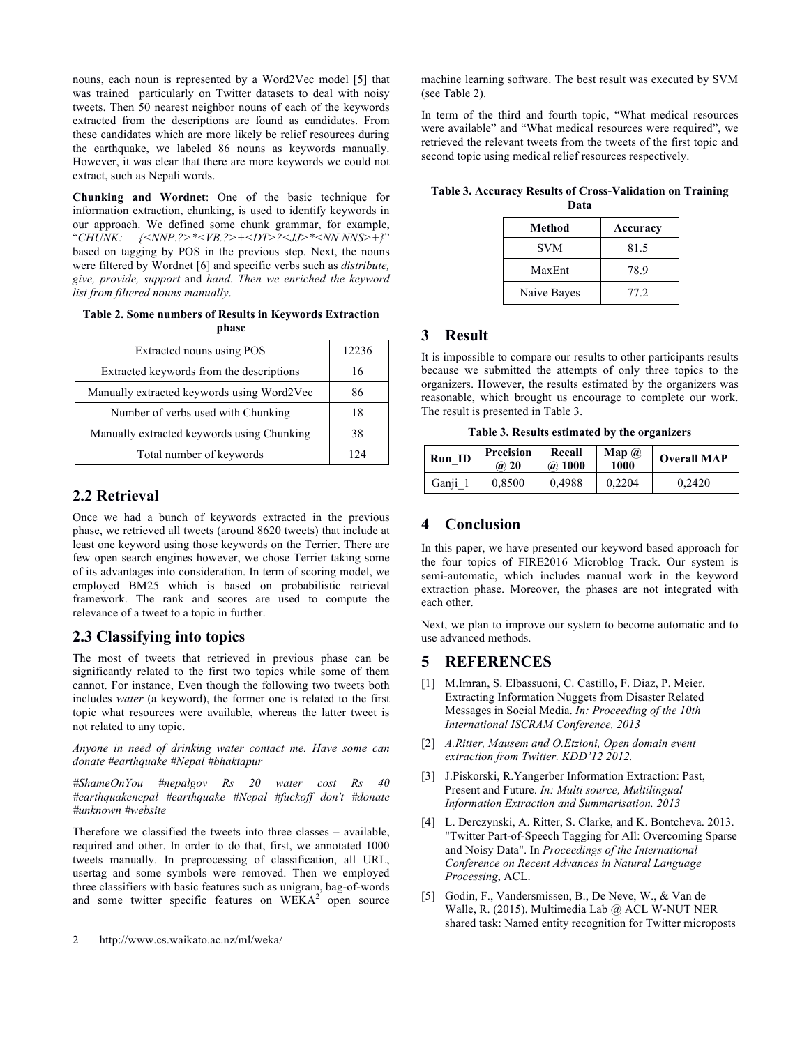nouns, each noun is represented by a Word2Vec model [5] that was trained particularly on Twitter datasets to deal with noisy tweets. Then 50 nearest neighbor nouns of each of the keywords extracted from the descriptions are found as candidates. From these candidates which are more likely be relief resources during the earthquake, we labeled 86 nouns as keywords manually. However, it was clear that there are more keywords we could not extract, such as Nepali words.

**Chunking and Wordnet**: One of the basic technique for information extraction, chunking, is used to identify keywords in our approach. We defined some chunk grammar, for example, "*CHUNK: {<NNP.?>*<VB.?>+<DT>?<JJ>*<NN|NNS>+}*" based on tagging by POS in the previous step. Next, the nouns were filtered by Wordnet [6] and specific verbs such as *distribute, give, provide, support* and *hand. Then we enriched the keyword list from filtered nouns manually*.

**Table 2. Some numbers of Results in Keywords Extraction phase**

| | |
|---|---|
| Extracted nouns using POS | 12236 |
| Extracted keywords from the descriptions | 16 |
| Manually extracted keywords using Word2Vec | 86 |
| Number of verbs used with Chunking | 18 |
| Manually extracted keywords using Chunking | 38 |
| Total number of keywords | 124 |

## 2.2 Retrieval

Once we had a bunch of keywords extracted in the previous phase, we retrieved all tweets (around 8620 tweets) that include at least one keyword using those keywords on the Terrier. There are few open search engines however, we chose Terrier taking some of its advantages into consideration. In term of scoring model, we employed BM25 which is based on probabilistic retrieval framework. The rank and scores are used to compute the relevance of a tweet to a topic in further.

## 2.3 Classifying into topics

The most of tweets that retrieved in previous phase can be significantly related to the first two topics while some of them cannot. For instance, Even though the following two tweets both includes *water* (a keyword), the former one is related to the first topic what resources were available, whereas the latter tweet is not related to any topic.

*Anyone in need of drinking water contact me. Have some can donate #earthquake #Nepal #bhaktapur*

*#ShameOnYou #nepalgov Rs 20 water cost Rs 40 #earthquakenepal #earthquake #Nepal #fuckoff don't #donate #unknown #website*

Therefore we classified the tweets into three classes – available, required and other. In order to do that, first, we annotated 1000 tweets manually. In preprocessing of classification, all URL, usertag and some symbols were removed. Then we employed three classifiers with basic features such as unigram, bag-of-words and some twitter specific features on WEKA[2] open source machine learning software. The best result was executed by SVM (see Table 2).

In term of the third and fourth topic, "What medical resources were available" and "What medical resources were required", we retrieved the relevant tweets from the tweets of the first topic and second topic using medical relief resources respectively.

**Table 3. Accuracy Results of Cross-Validation on Training Data**

| Method | Accuracy |
|---|---|
| SVM | 81.5 |
| MaxEnt | 78.9 |
| Naive Bayes | 77.2 |

# 3 Result

It is impossible to compare our results to other participants results because we submitted the attempts of only three topics to the organizers. However, the results estimated by the organizers was reasonable, which brought us encourage to complete our work. The result is presented in Table 3.

**Table 3. Results estimated by the organizers**

| Run_ID | Precision @ 20 | Recall @ 1000 | Map @ 1000 | Overall MAP |
|---|---|---|---|---|
| Ganji_1 | 0,8500 | 0,4988 | 0,2204 | 0,2420 |

# 4 Conclusion

In this paper, we have presented our keyword based approach for the four topics of FIRE2016 Microblog Track. Our system is semi-automatic, which includes manual work in the keyword extraction phase. Moreover, the phases are not integrated with each other.

Next, we plan to improve our system to become automatic and to use advanced methods.

# 5 REFERENCES

[1] M.Imran, S. Elbassuoni, C. Castillo, F. Diaz, P. Meier. Extracting Information Nuggets from Disaster Related Messages in Social Media. *In: Proceeding of the 10th International ISCRAM Conference, 2013*

[2] *A.Ritter, Mausem and O.Etzioni, Open domain event extraction from Twitter. KDD'12 2012.*

[3] J.Piskorski, R.Yangerber Information Extraction: Past, Present and Future. *In: Multi source, Multilingual Information Extraction and Summarisation. 2013*

[4] L. Derczynski, A. Ritter, S. Clarke, and K. Bontcheva. 2013. "Twitter Part-of-Speech Tagging for All: Overcoming Sparse and Noisy Data". In *Proceedings of the International Conference on Recent Advances in Natural Language Processing*, ACL.

[5] Godin, F., Vandersmissen, B., De Neve, W., & Van de Walle, R. (2015). Multimedia Lab @ ACL W-NUT NER shared task: Named entity recognition for Twitter microposts

[2] http://www.cs.waikato.ac.nz/ml/weka/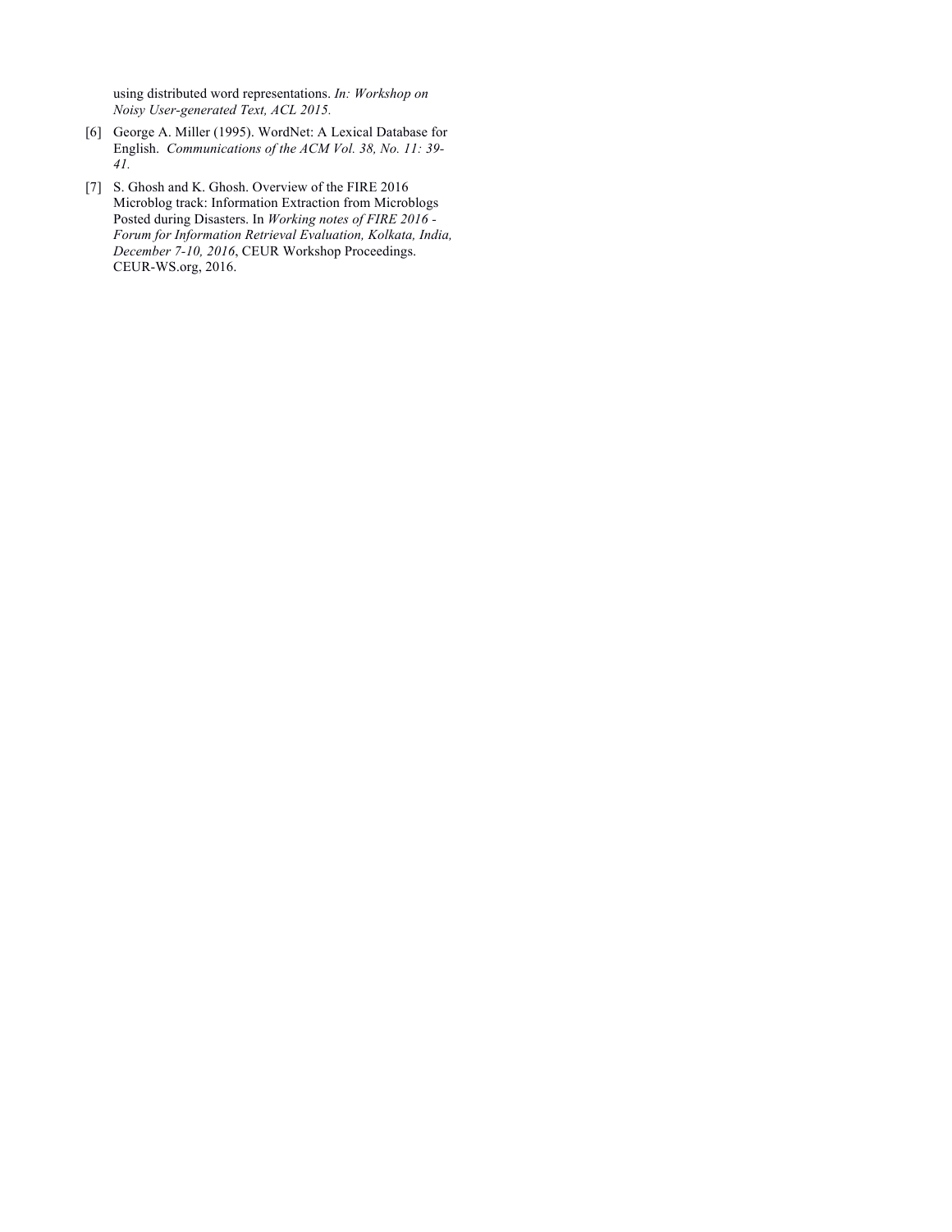using distributed word representations. *In: Workshop on Noisy User-generated Text, ACL 2015.*

[6] George A. Miller (1995). WordNet: A Lexical Database for English. *Communications of the ACM Vol. 38, No. 11: 39-41.*

[7] S. Ghosh and K. Ghosh. Overview of the FIRE 2016 Microblog track: Information Extraction from Microblogs Posted during Disasters. In *Working notes of FIRE 2016 - Forum for Information Retrieval Evaluation, Kolkata, India, December 7-10, 2016*, CEUR Workshop Proceedings. CEUR-WS.org, 2016.